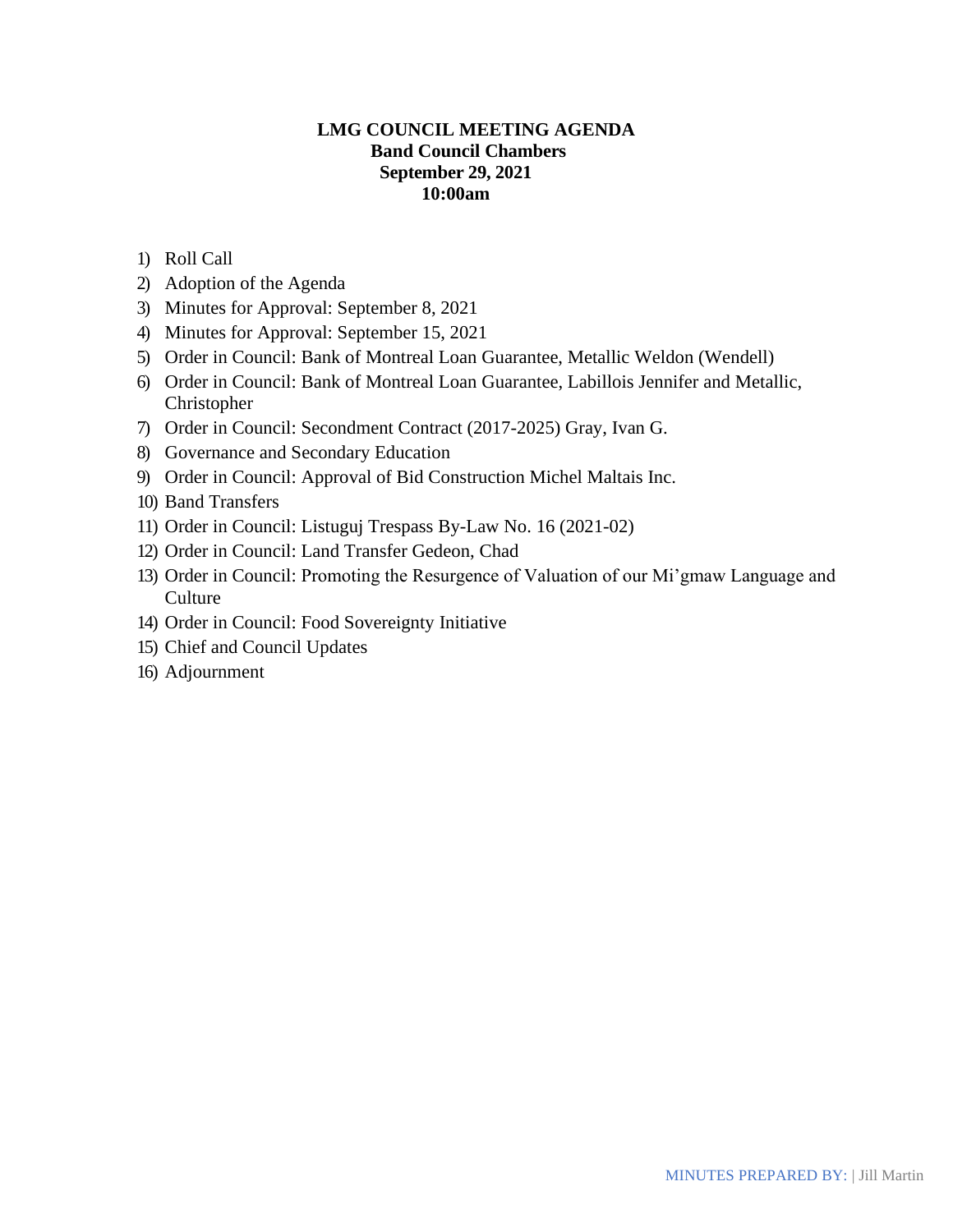# LMG COUNCIL MEETING AGENDA

**Band Council Chambers**
**September 29, 2021**
**10:00am**

1) Roll Call
2) Adoption of the Agenda
3) Minutes for Approval: September 8, 2021
4) Minutes for Approval: September 15, 2021
5) Order in Council: Bank of Montreal Loan Guarantee, Metallic Weldon (Wendell)
6) Order in Council: Bank of Montreal Loan Guarantee, Labillois Jennifer and Metallic, Christopher
7) Order in Council: Secondment Contract (2017-2025) Gray, Ivan G.
8) Governance and Secondary Education
9) Order in Council: Approval of Bid Construction Michel Maltais Inc.
10) Band Transfers
11) Order in Council: Listuguj Trespass By-Law No. 16 (2021-02)
12) Order in Council: Land Transfer Gedeon, Chad
13) Order in Council: Promoting the Resurgence of Valuation of our Mi'gmaw Language and Culture
14) Order in Council: Food Sovereignty Initiative
15) Chief and Council Updates
16) Adjournment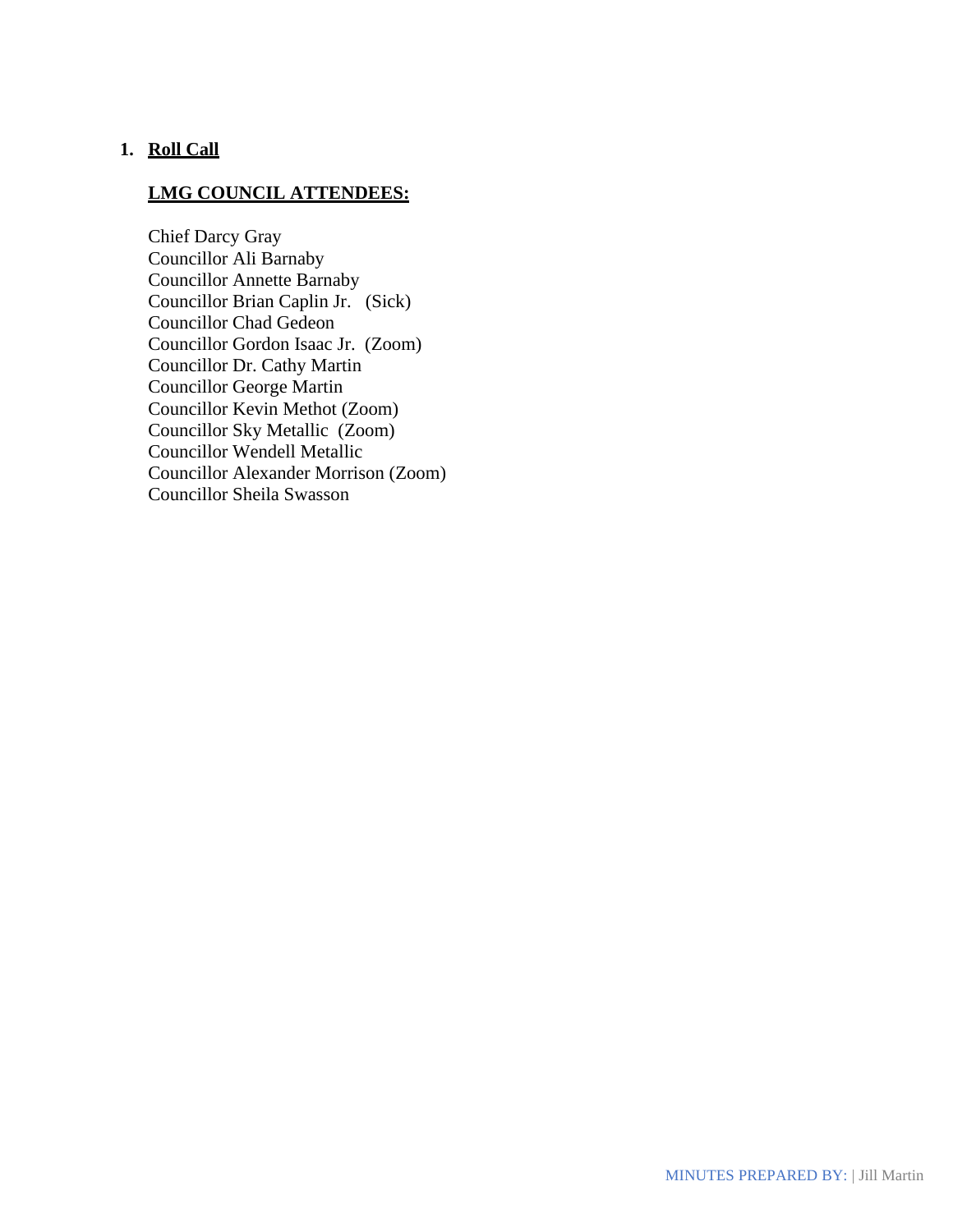1. **Roll Call**

**LMG COUNCIL ATTENDEES:**

Chief Darcy Gray
Councillor Ali Barnaby
Councillor Annette Barnaby
Councillor Brian Caplin Jr. (Sick)
Councillor Chad Gedeon
Councillor Gordon Isaac Jr. (Zoom)
Councillor Dr. Cathy Martin
Councillor George Martin
Councillor Kevin Methot (Zoom)
Councillor Sky Metallic (Zoom)
Councillor Wendell Metallic
Councillor Alexander Morrison (Zoom)
Councillor Sheila Swasson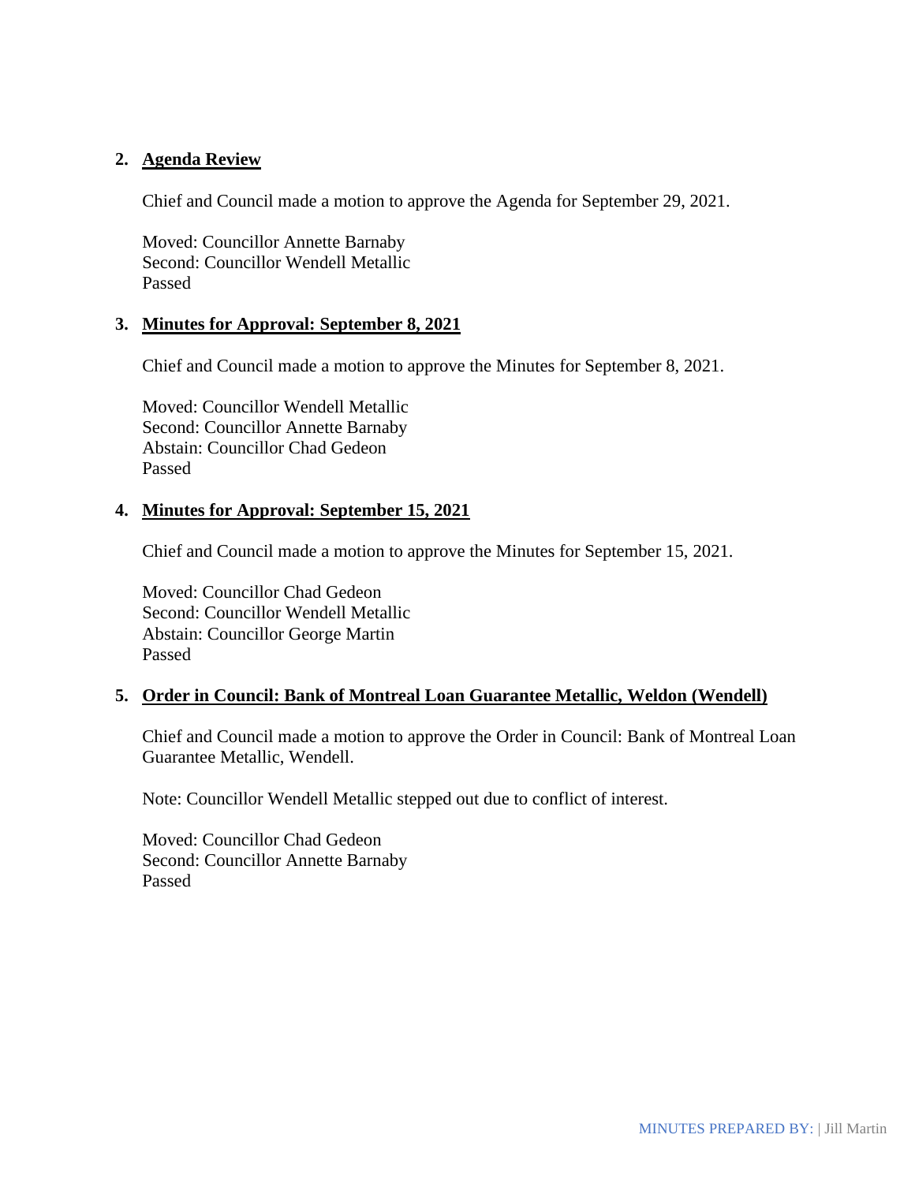2. **Agenda Review**

   Chief and Council made a motion to approve the Agenda for September 29, 2021.

   Moved: Councillor Annette Barnaby
   Second: Councillor Wendell Metallic
   Passed

3. **Minutes for Approval: September 8, 2021**

   Chief and Council made a motion to approve the Minutes for September 8, 2021.

   Moved: Councillor Wendell Metallic
   Second: Councillor Annette Barnaby
   Abstain: Councillor Chad Gedeon
   Passed

4. **Minutes for Approval: September 15, 2021**

   Chief and Council made a motion to approve the Minutes for September 15, 2021.

   Moved: Councillor Chad Gedeon
   Second: Councillor Wendell Metallic
   Abstain: Councillor George Martin
   Passed

5. **Order in Council: Bank of Montreal Loan Guarantee Metallic, Weldon (Wendell)**

   Chief and Council made a motion to approve the Order in Council: Bank of Montreal Loan Guarantee Metallic, Wendell.

   Note: Councillor Wendell Metallic stepped out due to conflict of interest.

   Moved: Councillor Chad Gedeon
   Second: Councillor Annette Barnaby
   Passed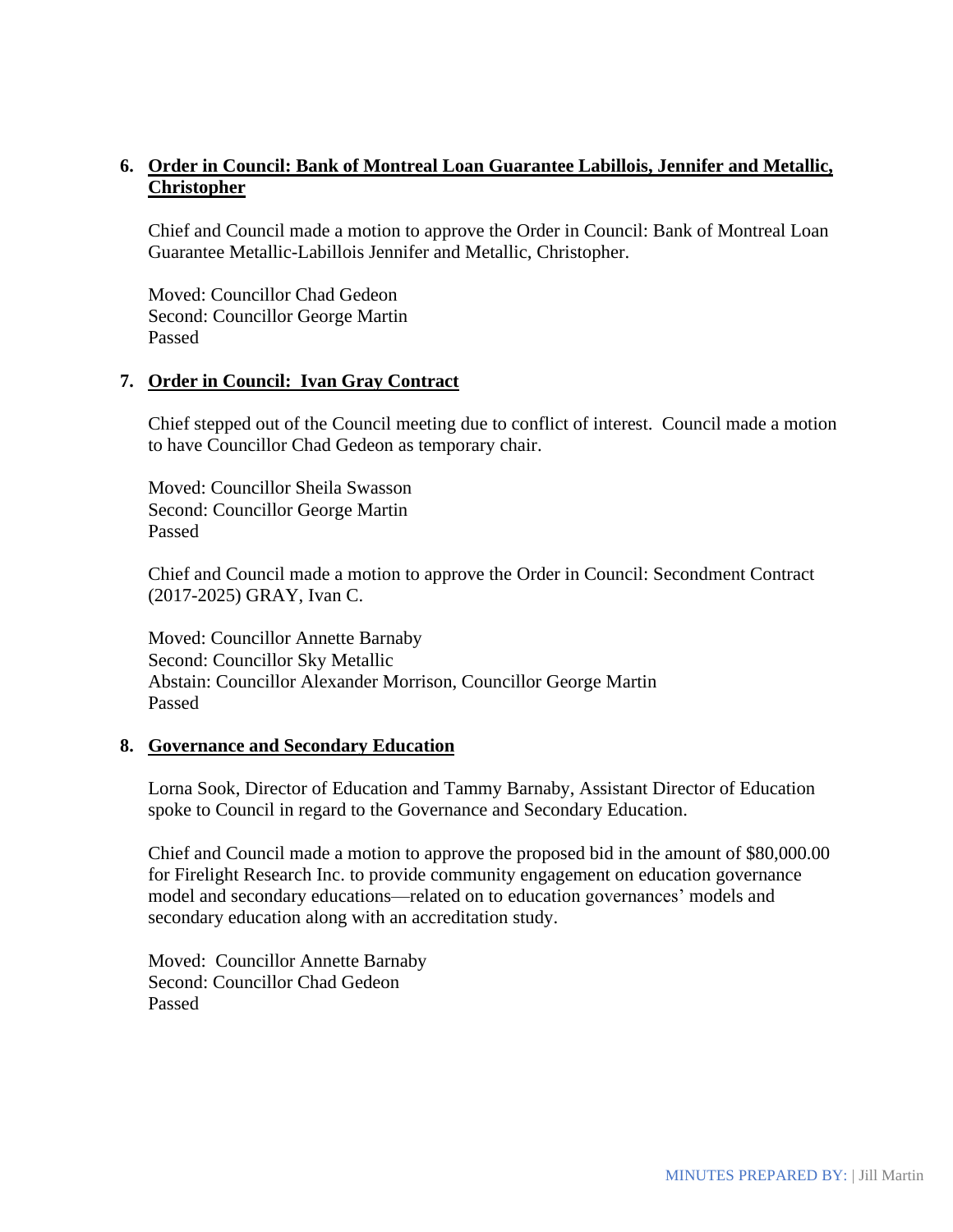6. **<u>Order in Council: Bank of Montreal Loan Guarantee Labillois, Jennifer and Metallic, Christopher</u>**

   Chief and Council made a motion to approve the Order in Council: Bank of Montreal Loan Guarantee Metallic-Labillois Jennifer and Metallic, Christopher.

   Moved: Councillor Chad Gedeon
   Second: Councillor George Martin
   Passed

7. **<u>Order in Council: Ivan Gray Contract</u>**

   Chief stepped out of the Council meeting due to conflict of interest. Council made a motion to have Councillor Chad Gedeon as temporary chair.

   Moved: Councillor Sheila Swasson
   Second: Councillor George Martin
   Passed

   Chief and Council made a motion to approve the Order in Council: Secondment Contract (2017-2025) GRAY, Ivan C.

   Moved: Councillor Annette Barnaby
   Second: Councillor Sky Metallic
   Abstain: Councillor Alexander Morrison, Councillor George Martin
   Passed

8. **<u>Governance and Secondary Education</u>**

   Lorna Sook, Director of Education and Tammy Barnaby, Assistant Director of Education spoke to Council in regard to the Governance and Secondary Education.

   Chief and Council made a motion to approve the proposed bid in the amount of $80,000.00 for Firelight Research Inc. to provide community engagement on education governance model and secondary educations—related on to education governances' models and secondary education along with an accreditation study.

   Moved: Councillor Annette Barnaby
   Second: Councillor Chad Gedeon
   Passed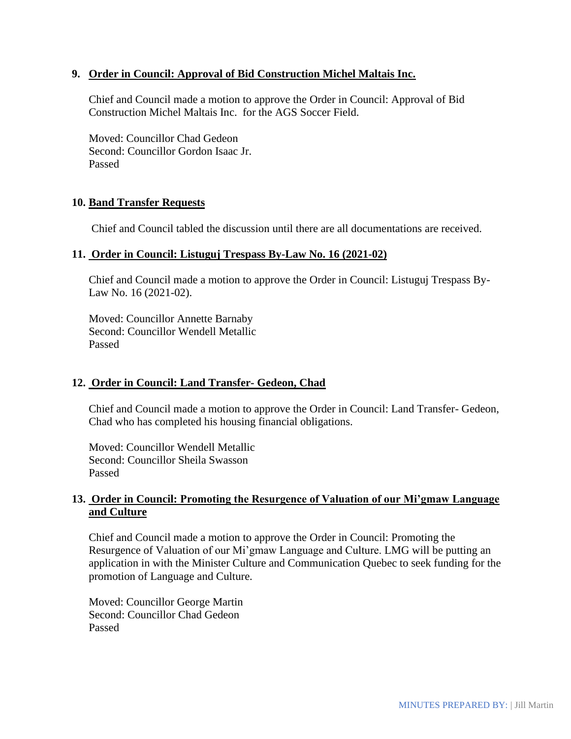**9. Order in Council: Approval of Bid Construction Michel Maltais Inc.**

Chief and Council made a motion to approve the Order in Council: Approval of Bid Construction Michel Maltais Inc.  for the AGS Soccer Field.

Moved: Councillor Chad Gedeon
Second: Councillor Gordon Isaac Jr.
Passed

**10. Band Transfer Requests**

Chief and Council tabled the discussion until there are all documentations are received.

**11. Order in Council: Listuguj Trespass By-Law No. 16 (2021-02)**

Chief and Council made a motion to approve the Order in Council: Listuguj Trespass By-Law No. 16 (2021-02).

Moved: Councillor Annette Barnaby
Second: Councillor Wendell Metallic
Passed

**12. Order in Council: Land Transfer- Gedeon, Chad**

Chief and Council made a motion to approve the Order in Council: Land Transfer- Gedeon, Chad who has completed his housing financial obligations.

Moved: Councillor Wendell Metallic
Second: Councillor Sheila Swasson
Passed

**13. Order in Council: Promoting the Resurgence of Valuation of our Mi'gmaw Language and Culture**

Chief and Council made a motion to approve the Order in Council: Promoting the Resurgence of Valuation of our Mi'gmaw Language and Culture. LMG will be putting an application in with the Minister Culture and Communication Quebec to seek funding for the promotion of Language and Culture.

Moved: Councillor George Martin
Second: Councillor Chad Gedeon
Passed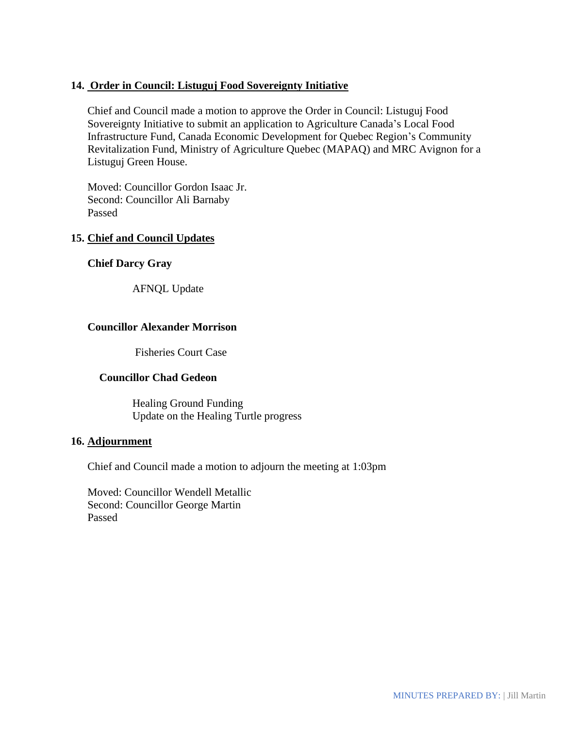## 14. Order in Council: Listuguj Food Sovereignty Initiative

Chief and Council made a motion to approve the Order in Council: Listuguj Food Sovereignty Initiative to submit an application to Agriculture Canada's Local Food Infrastructure Fund, Canada Economic Development for Quebec Region's Community Revitalization Fund, Ministry of Agriculture Quebec (MAPAQ) and MRC Avignon for a Listuguj Green House.

Moved: Councillor Gordon Isaac Jr.
Second: Councillor Ali Barnaby
Passed

## 15. Chief and Council Updates

**Chief Darcy Gray**

AFNQL Update

**Councillor Alexander Morrison**

Fisheries Court Case

**Councillor Chad Gedeon**

Healing Ground Funding
Update on the Healing Turtle progress

## 16. Adjournment

Chief and Council made a motion to adjourn the meeting at 1:03pm

Moved: Councillor Wendell Metallic
Second: Councillor George Martin
Passed

MINUTES PREPARED BY: | Jill Martin